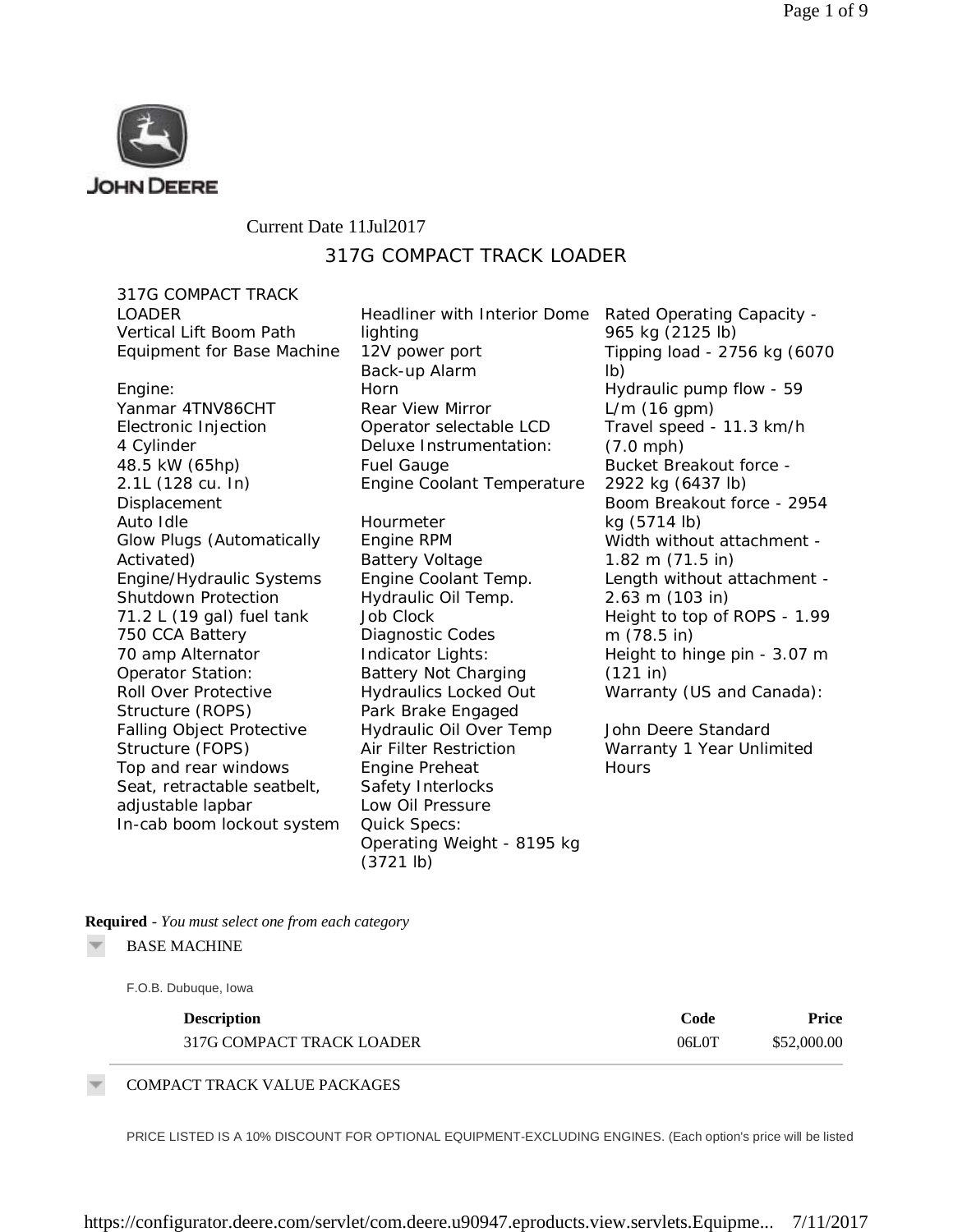JOHN DEERE

Current Date 11Jul2017

# 317G COMPACT TRACK LOADER

317G COMPACT TRACK LOADER
Vertical Lift Boom Path
Equipment for Base Machine

Engine:
Yanmar 4TNV86CHT
Electronic Injection
4 Cylinder
48.5 kW (65hp)
2.1L (128 cu. In) Displacement
Auto Idle
Glow Plugs (Automatically Activated)
Engine/Hydraulic Systems Shutdown Protection
71.2 L (19 gal) fuel tank
750 CCA Battery
70 amp Alternator
Operator Station:
Roll Over Protective Structure (ROPS)
Falling Object Protective Structure (FOPS)
Top and rear windows
Seat, retractable seatbelt, adjustable lapbar
In-cab boom lockout system
Headliner with Interior Dome lighting
12V power port
Back-up Alarm
Horn
Rear View Mirror
Operator selectable LCD
Deluxe Instrumentation:
Fuel Gauge
Engine Coolant Temperature

Hourmeter
Engine RPM
Battery Voltage
Engine Coolant Temp.
Hydraulic Oil Temp.
Job Clock
Diagnostic Codes
Indicator Lights:
Battery Not Charging
Hydraulics Locked Out
Park Brake Engaged
Hydraulic Oil Over Temp
Air Filter Restriction
Engine Preheat
Safety Interlocks
Low Oil Pressure
Quick Specs:
Operating Weight - 8195 kg (3721 lb)
Rated Operating Capacity - 965 kg (2125 lb)
Tipping load - 2756 kg (6070 lb)
Hydraulic pump flow - 59 L/m (16 gpm)
Travel speed - 11.3 km/h (7.0 mph)
Bucket Breakout force - 2922 kg (6437 lb)
Boom Breakout force - 2954 kg (5714 lb)
Width without attachment - 1.82 m (71.5 in)
Length without attachment - 2.63 m (103 in)
Height to top of ROPS - 1.99 m (78.5 in)
Height to hinge pin - 3.07 m (121 in)
Warranty (US and Canada):

John Deere Standard Warranty 1 Year Unlimited Hours

**Required** - *You must select one from each category*

BASE MACHINE

F.O.B. Dubuque, Iowa

| Description | Code | Price |
|---|---|---|
| 317G COMPACT TRACK LOADER | 06L0T | $52,000.00 |

COMPACT TRACK VALUE PACKAGES

PRICE LISTED IS A 10% DISCOUNT FOR OPTIONAL EQUIPMENT-EXCLUDING ENGINES. (Each option's price will be listed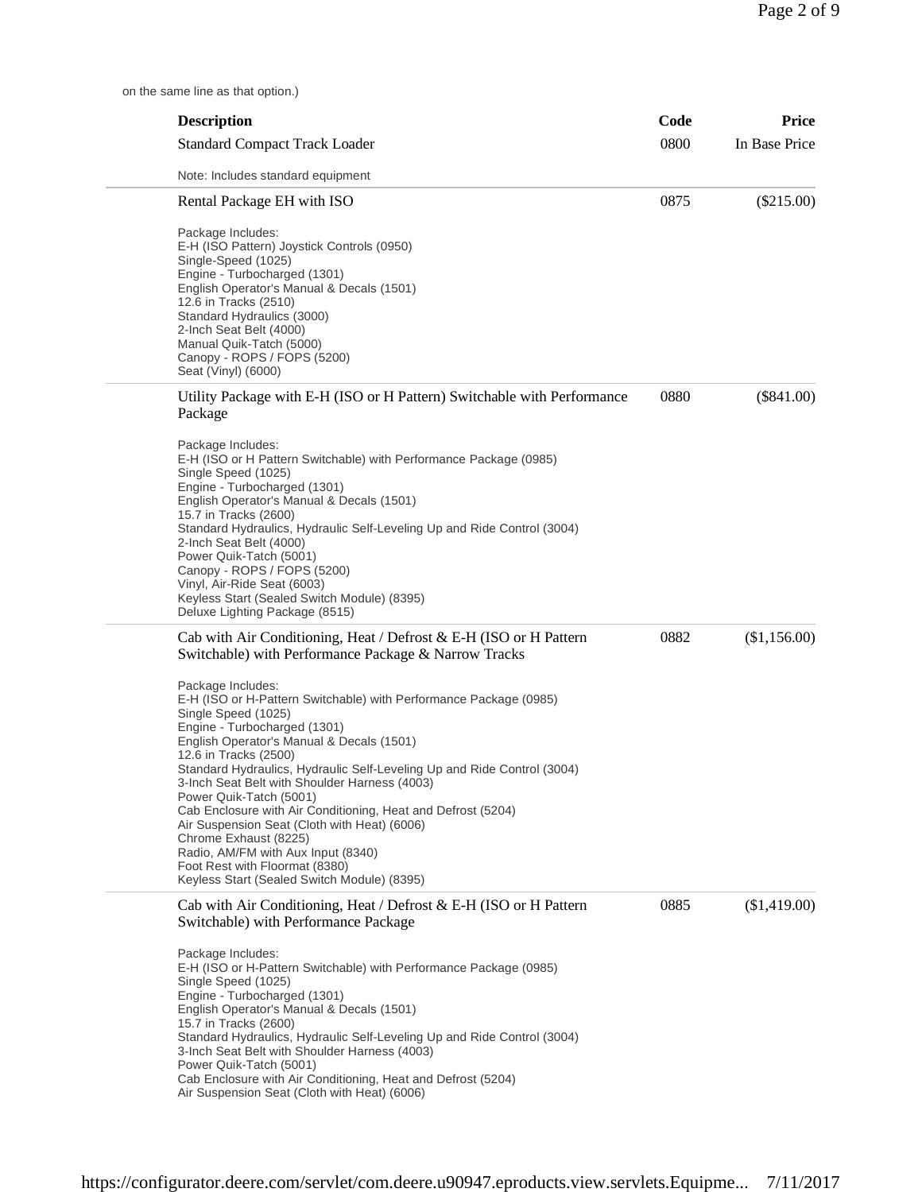on the same line as that option.)

| Description | Code | Price |
|---|---|---|
| Standard Compact Track Loader | 0800 | In Base Price |
| Note: Includes standard equipment | | |
| Rental Package EH with ISO | 0875 | ($215.00) |
| Package Includes:<br>E-H (ISO Pattern) Joystick Controls (0950)<br>Single-Speed (1025)<br>Engine - Turbocharged (1301)<br>English Operator's Manual & Decals (1501)<br>12.6 in Tracks (2510)<br>Standard Hydraulics (3000)<br>2-Inch Seat Belt (4000)<br>Manual Quik-Tatch (5000)<br>Canopy - ROPS / FOPS (5200)<br>Seat (Vinyl) (6000) | | |
| Utility Package with E-H (ISO or H Pattern) Switchable with Performance Package | 0880 | ($841.00) |
| Package Includes:<br>E-H (ISO or H Pattern Switchable) with Performance Package (0985)<br>Single Speed (1025)<br>Engine - Turbocharged (1301)<br>English Operator's Manual & Decals (1501)<br>15.7 in Tracks (2600)<br>Standard Hydraulics, Hydraulic Self-Leveling Up and Ride Control (3004)<br>2-Inch Seat Belt (4000)<br>Power Quik-Tatch (5001)<br>Canopy - ROPS / FOPS (5200)<br>Vinyl, Air-Ride Seat (6003)<br>Keyless Start (Sealed Switch Module) (8395)<br>Deluxe Lighting Package (8515) | | |
| Cab with Air Conditioning, Heat / Defrost & E-H (ISO or H Pattern Switchable) with Performance Package & Narrow Tracks | 0882 | ($1,156.00) |
| Package Includes:<br>E-H (ISO or H-Pattern Switchable) with Performance Package (0985)<br>Single Speed (1025)<br>Engine - Turbocharged (1301)<br>English Operator's Manual & Decals (1501)<br>12.6 in Tracks (2500)<br>Standard Hydraulics, Hydraulic Self-Leveling Up and Ride Control (3004)<br>3-Inch Seat Belt with Shoulder Harness (4003)<br>Power Quik-Tatch (5001)<br>Cab Enclosure with Air Conditioning, Heat and Defrost (5204)<br>Air Suspension Seat (Cloth with Heat) (6006)<br>Chrome Exhaust (8225)<br>Radio, AM/FM with Aux Input (8340)<br>Foot Rest with Floormat (8380)<br>Keyless Start (Sealed Switch Module) (8395) | | |
| Cab with Air Conditioning, Heat / Defrost & E-H (ISO or H Pattern Switchable) with Performance Package | 0885 | ($1,419.00) |
| Package Includes:<br>E-H (ISO or H-Pattern Switchable) with Performance Package (0985)<br>Single Speed (1025)<br>Engine - Turbocharged (1301)<br>English Operator's Manual & Decals (1501)<br>15.7 in Tracks (2600)<br>Standard Hydraulics, Hydraulic Self-Leveling Up and Ride Control (3004)<br>3-Inch Seat Belt with Shoulder Harness (4003)<br>Power Quik-Tatch (5001)<br>Cab Enclosure with Air Conditioning, Heat and Defrost (5204)<br>Air Suspension Seat (Cloth with Heat) (6006) | | |

https://configurator.deere.com/servlet/com.deere.u90947.eproducts.view.servlets.Equipme... 7/11/2017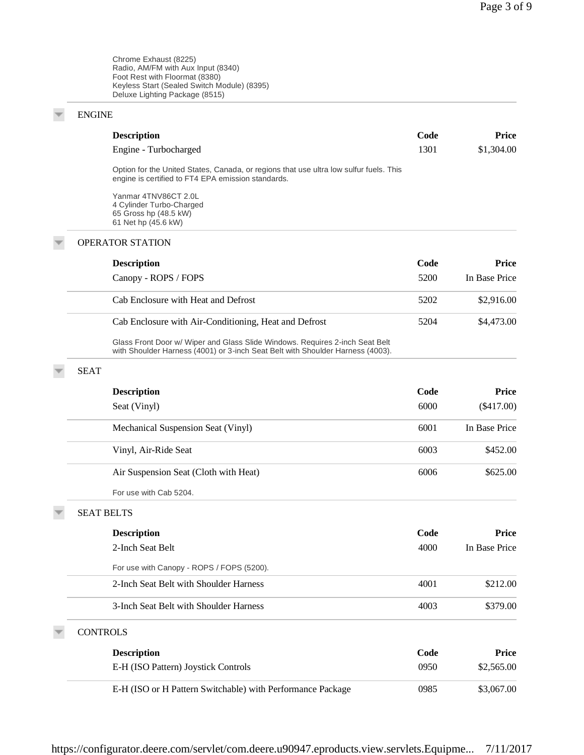Chrome Exhaust (8225)
Radio, AM/FM with Aux Input (8340)
Foot Rest with Floormat (8380)
Keyless Start (Sealed Switch Module) (8395)
Deluxe Lighting Package (8515)

## ENGINE

| Description | Code | Price |
|---|---|---|
| Engine - Turbocharged | 1301 | $1,304.00 |
| Option for the United States, Canada, or regions that use ultra low sulfur fuels. This engine is certified to FT4 EPA emission standards.<br><br>Yanmar 4TNV86CT 2.0L<br>4 Cylinder Turbo-Charged<br>65 Gross hp (48.5 kW)<br>61 Net hp (45.6 kW) | | |

## OPERATOR STATION

| Description | Code | Price |
|---|---|---|
| Canopy - ROPS / FOPS | 5200 | In Base Price |
| Cab Enclosure with Heat and Defrost | 5202 | $2,916.00 |
| Cab Enclosure with Air-Conditioning, Heat and Defrost | 5204 | $4,473.00 |
| Glass Front Door w/ Wiper and Glass Slide Windows. Requires 2-inch Seat Belt with Shoulder Harness (4001) or 3-inch Seat Belt with Shoulder Harness (4003). | | |

## SEAT

| Description | Code | Price |
|---|---|---|
| Seat (Vinyl) | 6000 | ($417.00) |
| Mechanical Suspension Seat (Vinyl) | 6001 | In Base Price |
| Vinyl, Air-Ride Seat | 6003 | $452.00 |
| Air Suspension Seat (Cloth with Heat) | 6006 | $625.00 |
| For use with Cab 5204. | | |

## SEAT BELTS

| Description | Code | Price |
|---|---|---|
| 2-Inch Seat Belt | 4000 | In Base Price |
| For use with Canopy - ROPS / FOPS (5200). | | |
| 2-Inch Seat Belt with Shoulder Harness | 4001 | $212.00 |
| 3-Inch Seat Belt with Shoulder Harness | 4003 | $379.00 |

## CONTROLS

| Description | Code | Price |
|---|---|---|
| E-H (ISO Pattern) Joystick Controls | 0950 | $2,565.00 |
| E-H (ISO or H Pattern Switchable) with Performance Package | 0985 | $3,067.00 |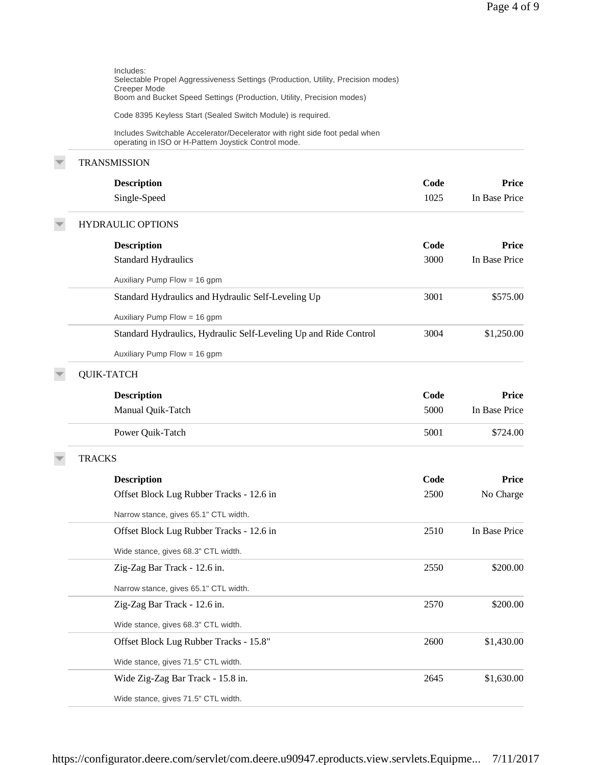Includes:
Selectable Propel Aggressiveness Settings (Production, Utility, Precision modes)
Creeper Mode
Boom and Bucket Speed Settings (Production, Utility, Precision modes)

Code 8395 Keyless Start (Sealed Switch Module) is required.

Includes Switchable Accelerator/Decelerator with right side foot pedal when operating in ISO or H-Pattern Joystick Control mode.

## TRANSMISSION

| Description | Code | Price |
|---|---|---|
| Single-Speed | 1025 | In Base Price |

## HYDRAULIC OPTIONS

| Description | Code | Price |
|---|---|---|
| Standard Hydraulics<br>Auxiliary Pump Flow = 16 gpm | 3000 | In Base Price |
| Standard Hydraulics and Hydraulic Self-Leveling Up<br>Auxiliary Pump Flow = 16 gpm | 3001 | $575.00 |
| Standard Hydraulics, Hydraulic Self-Leveling Up and Ride Control<br>Auxiliary Pump Flow = 16 gpm | 3004 | $1,250.00 |

## QUIK-TATCH

| Description | Code | Price |
|---|---|---|
| Manual Quik-Tatch | 5000 | In Base Price |
| Power Quik-Tatch | 5001 | $724.00 |

## TRACKS

| Description | Code | Price |
|---|---|---|
| Offset Block Lug Rubber Tracks - 12.6 in<br>Narrow stance, gives 65.1" CTL width. | 2500 | No Charge |
| Offset Block Lug Rubber Tracks - 12.6 in<br>Wide stance, gives 68.3" CTL width. | 2510 | In Base Price |
| Zig-Zag Bar Track - 12.6 in.<br>Narrow stance, gives 65.1" CTL width. | 2550 | $200.00 |
| Zig-Zag Bar Track - 12.6 in.<br>Wide stance, gives 68.3" CTL width. | 2570 | $200.00 |
| Offset Block Lug Rubber Tracks - 15.8"<br>Wide stance, gives 71.5" CTL width. | 2600 | $1,430.00 |
| Wide Zig-Zag Bar Track - 15.8 in.<br>Wide stance, gives 71.5" CTL width. | 2645 | $1,630.00 |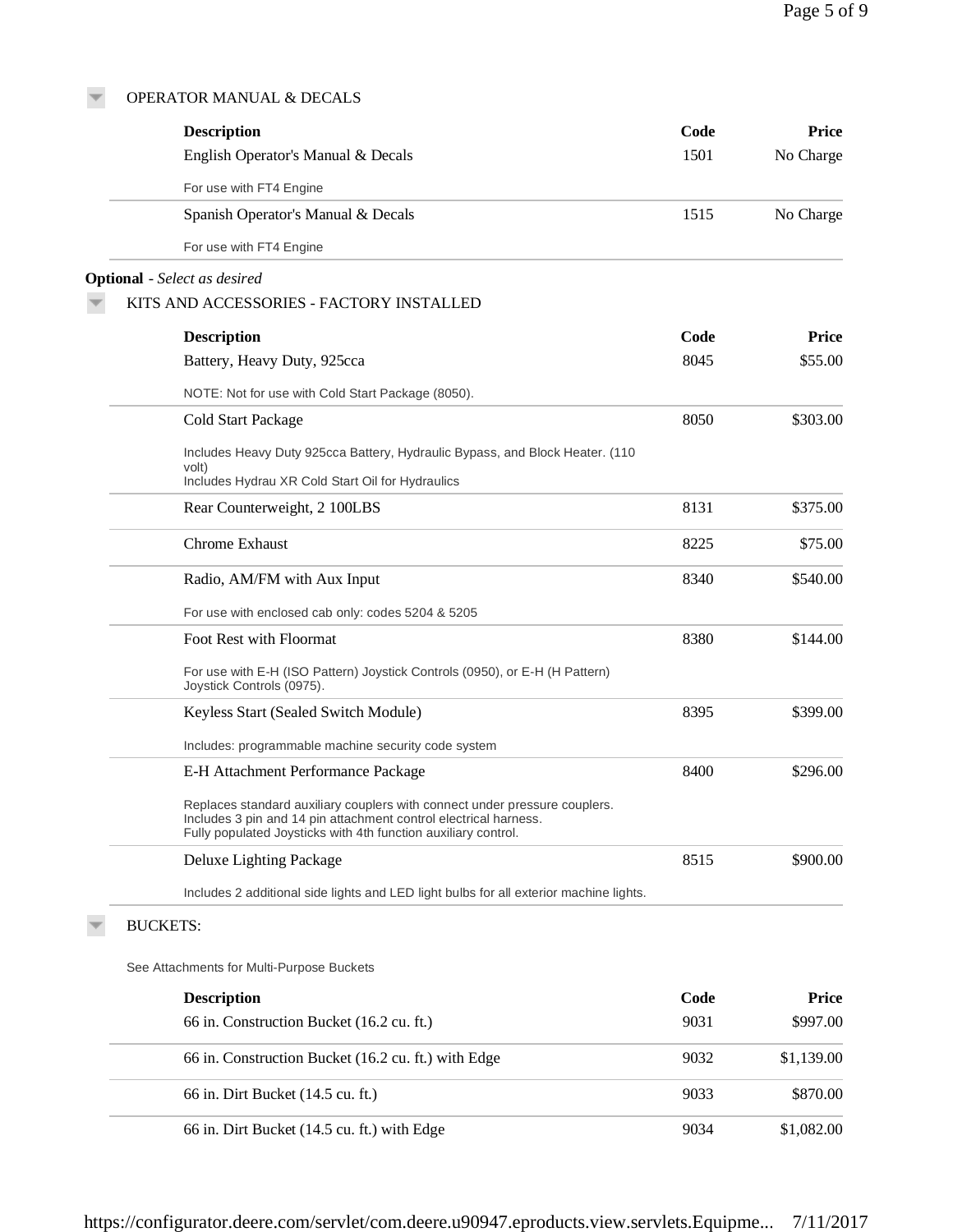### OPERATOR MANUAL & DECALS

| Description | Code | Price |
|---|---|---|
| English Operator's Manual & Decals<br>For use with FT4 Engine | 1501 | No Charge |
| Spanish Operator's Manual & Decals<br>For use with FT4 Engine | 1515 | No Charge |

**Optional** - *Select as desired*

### KITS AND ACCESSORIES - FACTORY INSTALLED

| Description | Code | Price |
|---|---|---|
| Battery, Heavy Duty, 925cca<br>NOTE: Not for use with Cold Start Package (8050). | 8045 | $55.00 |
| Cold Start Package<br>Includes Heavy Duty 925cca Battery, Hydraulic Bypass, and Block Heater. (110 volt)<br>Includes Hydrau XR Cold Start Oil for Hydraulics | 8050 | $303.00 |
| Rear Counterweight, 2 100LBS | 8131 | $375.00 |
| Chrome Exhaust | 8225 | $75.00 |
| Radio, AM/FM with Aux Input<br>For use with enclosed cab only: codes 5204 & 5205 | 8340 | $540.00 |
| Foot Rest with Floormat<br>For use with E-H (ISO Pattern) Joystick Controls (0950), or E-H (H Pattern) Joystick Controls (0975). | 8380 | $144.00 |
| Keyless Start (Sealed Switch Module)<br>Includes: programmable machine security code system | 8395 | $399.00 |
| E-H Attachment Performance Package<br>Replaces standard auxiliary couplers with connect under pressure couplers.<br>Includes 3 pin and 14 pin attachment control electrical harness.<br>Fully populated Joysticks with 4th function auxiliary control. | 8400 | $296.00 |
| Deluxe Lighting Package<br>Includes 2 additional side lights and LED light bulbs for all exterior machine lights. | 8515 | $900.00 |

### BUCKETS:

See Attachments for Multi-Purpose Buckets

| Description | Code | Price |
|---|---|---|
| 66 in. Construction Bucket (16.2 cu. ft.) | 9031 | $997.00 |
| 66 in. Construction Bucket (16.2 cu. ft.) with Edge | 9032 | $1,139.00 |
| 66 in. Dirt Bucket (14.5 cu. ft.) | 9033 | $870.00 |
| 66 in. Dirt Bucket (14.5 cu. ft.) with Edge | 9034 | $1,082.00 |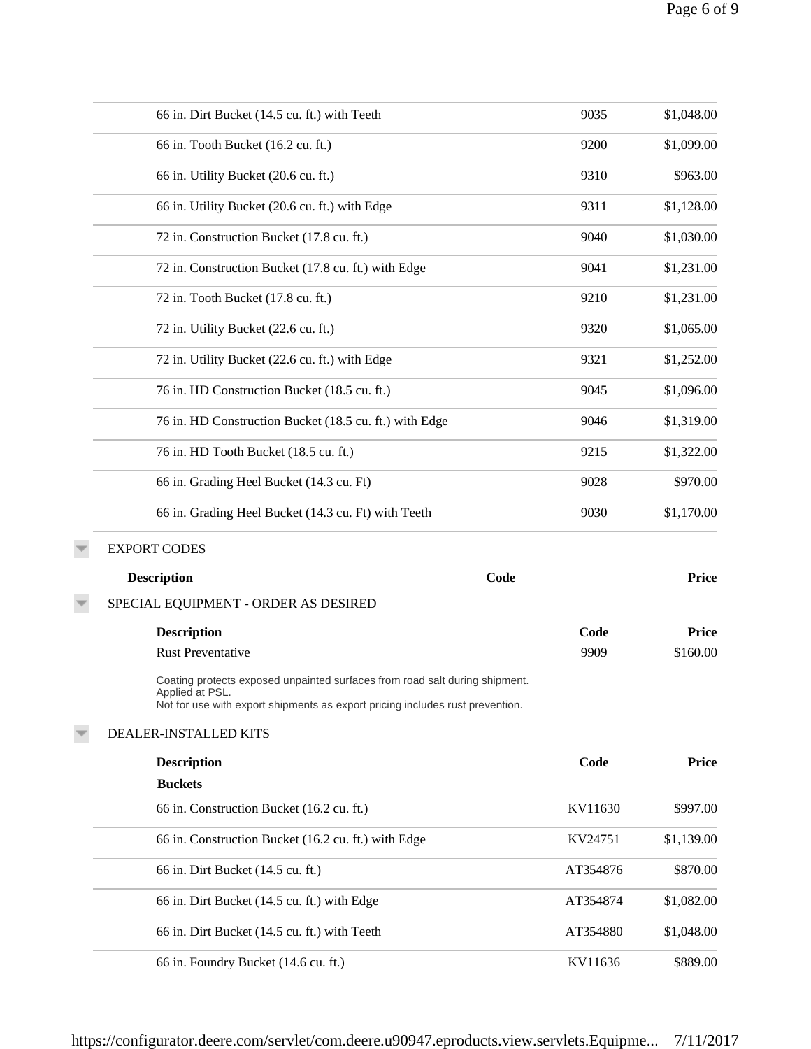| Description | Code | Price |
|---|---|---|
| 66 in. Dirt Bucket (14.5 cu. ft.) with Teeth | 9035 | $1,048.00 |
| 66 in. Tooth Bucket (16.2 cu. ft.) | 9200 | $1,099.00 |
| 66 in. Utility Bucket (20.6 cu. ft.) | 9310 | $963.00 |
| 66 in. Utility Bucket (20.6 cu. ft.) with Edge | 9311 | $1,128.00 |
| 72 in. Construction Bucket (17.8 cu. ft.) | 9040 | $1,030.00 |
| 72 in. Construction Bucket (17.8 cu. ft.) with Edge | 9041 | $1,231.00 |
| 72 in. Tooth Bucket (17.8 cu. ft.) | 9210 | $1,231.00 |
| 72 in. Utility Bucket (22.6 cu. ft.) | 9320 | $1,065.00 |
| 72 in. Utility Bucket (22.6 cu. ft.) with Edge | 9321 | $1,252.00 |
| 76 in. HD Construction Bucket (18.5 cu. ft.) | 9045 | $1,096.00 |
| 76 in. HD Construction Bucket (18.5 cu. ft.) with Edge | 9046 | $1,319.00 |
| 76 in. HD Tooth Bucket (18.5 cu. ft.) | 9215 | $1,322.00 |
| 66 in. Grading Heel Bucket (14.3 cu. Ft) | 9028 | $970.00 |
| 66 in. Grading Heel Bucket (14.3 cu. Ft) with Teeth | 9030 | $1,170.00 |

## EXPORT CODES

| Description | Code | Price |
|---|---|---|

## SPECIAL EQUIPMENT - ORDER AS DESIRED

| Description | Code | Price |
|---|---|---|
| Rust Preventative | 9909 | $160.00 |

Coating protects exposed unpainted surfaces from road salt during shipment.
Applied at PSL.
Not for use with export shipments as export pricing includes rust prevention.

## DEALER-INSTALLED KITS

| Description | Code | Price |
|---|---|---|
| **Buckets** | | |
| 66 in. Construction Bucket (16.2 cu. ft.) | KV11630 | $997.00 |
| 66 in. Construction Bucket (16.2 cu. ft.) with Edge | KV24751 | $1,139.00 |
| 66 in. Dirt Bucket (14.5 cu. ft.) | AT354876 | $870.00 |
| 66 in. Dirt Bucket (14.5 cu. ft.) with Edge | AT354874 | $1,082.00 |
| 66 in. Dirt Bucket (14.5 cu. ft.) with Teeth | AT354880 | $1,048.00 |
| 66 in. Foundry Bucket (14.6 cu. ft.) | KV11636 | $889.00 |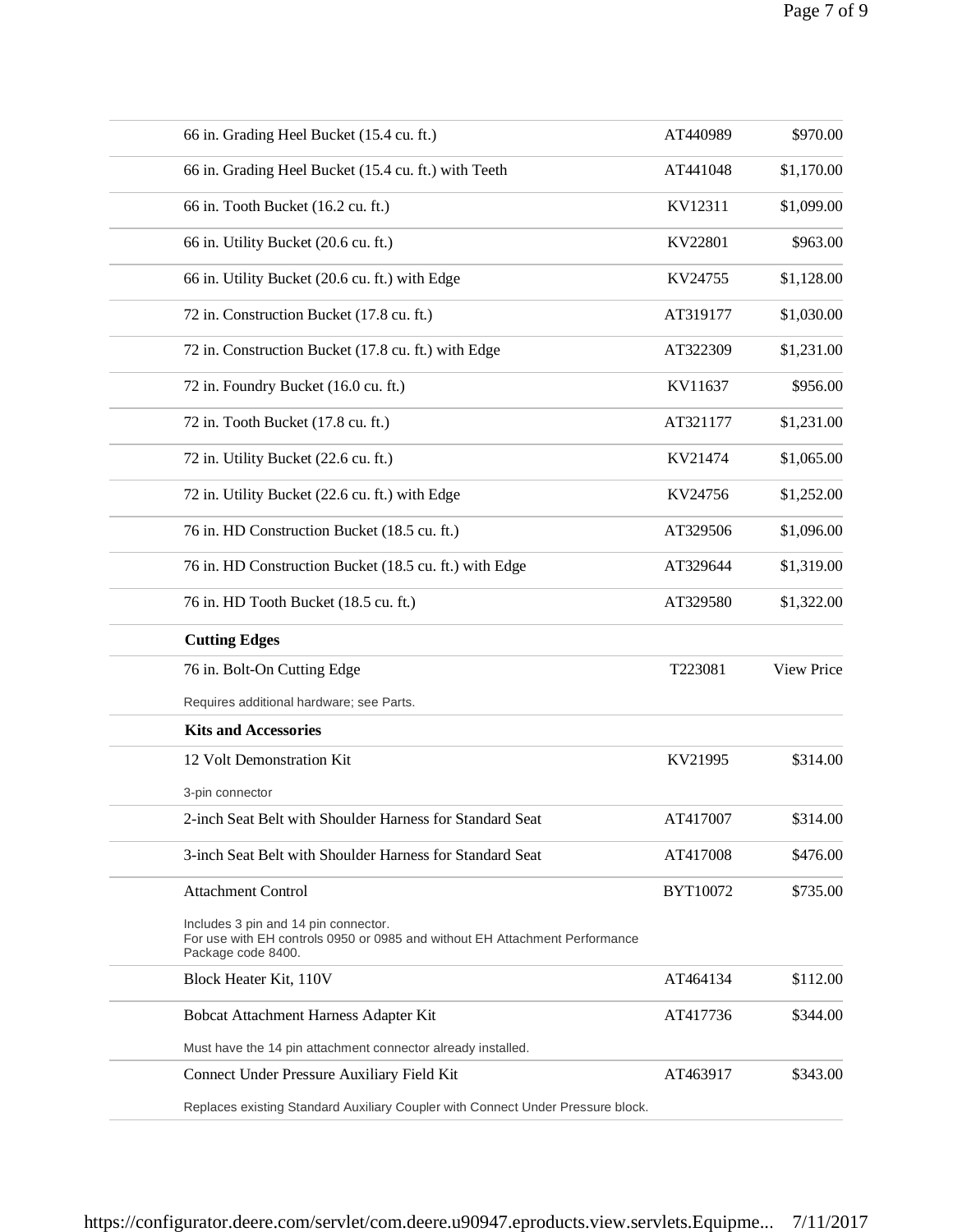| | | |
|---|---|---|
| 66 in. Grading Heel Bucket (15.4 cu. ft.) | AT440989 | $970.00 |
| 66 in. Grading Heel Bucket (15.4 cu. ft.) with Teeth | AT441048 | $1,170.00 |
| 66 in. Tooth Bucket (16.2 cu. ft.) | KV12311 | $1,099.00 |
| 66 in. Utility Bucket (20.6 cu. ft.) | KV22801 | $963.00 |
| 66 in. Utility Bucket (20.6 cu. ft.) with Edge | KV24755 | $1,128.00 |
| 72 in. Construction Bucket (17.8 cu. ft.) | AT319177 | $1,030.00 |
| 72 in. Construction Bucket (17.8 cu. ft.) with Edge | AT322309 | $1,231.00 |
| 72 in. Foundry Bucket (16.0 cu. ft.) | KV11637 | $956.00 |
| 72 in. Tooth Bucket (17.8 cu. ft.) | AT321177 | $1,231.00 |
| 72 in. Utility Bucket (22.6 cu. ft.) | KV21474 | $1,065.00 |
| 72 in. Utility Bucket (22.6 cu. ft.) with Edge | KV24756 | $1,252.00 |
| 76 in. HD Construction Bucket (18.5 cu. ft.) | AT329506 | $1,096.00 |
| 76 in. HD Construction Bucket (18.5 cu. ft.) with Edge | AT329644 | $1,319.00 |
| 76 in. HD Tooth Bucket (18.5 cu. ft.) | AT329580 | $1,322.00 |
| **Cutting Edges** | | |
| 76 in. Bolt-On Cutting Edge<br>Requires additional hardware; see Parts. | T223081 | View Price |
| **Kits and Accessories** | | |
| 12 Volt Demonstration Kit<br>3-pin connector | KV21995 | $314.00 |
| 2-inch Seat Belt with Shoulder Harness for Standard Seat | AT417007 | $314.00 |
| 3-inch Seat Belt with Shoulder Harness for Standard Seat | AT417008 | $476.00 |
| Attachment Control<br>Includes 3 pin and 14 pin connector.<br>For use with EH controls 0950 or 0985 and without EH Attachment Performance Package code 8400. | BYT10072 | $735.00 |
| Block Heater Kit, 110V | AT464134 | $112.00 |
| Bobcat Attachment Harness Adapter Kit<br>Must have the 14 pin attachment connector already installed. | AT417736 | $344.00 |
| Connect Under Pressure Auxiliary Field Kit<br>Replaces existing Standard Auxiliary Coupler with Connect Under Pressure block. | AT463917 | $343.00 |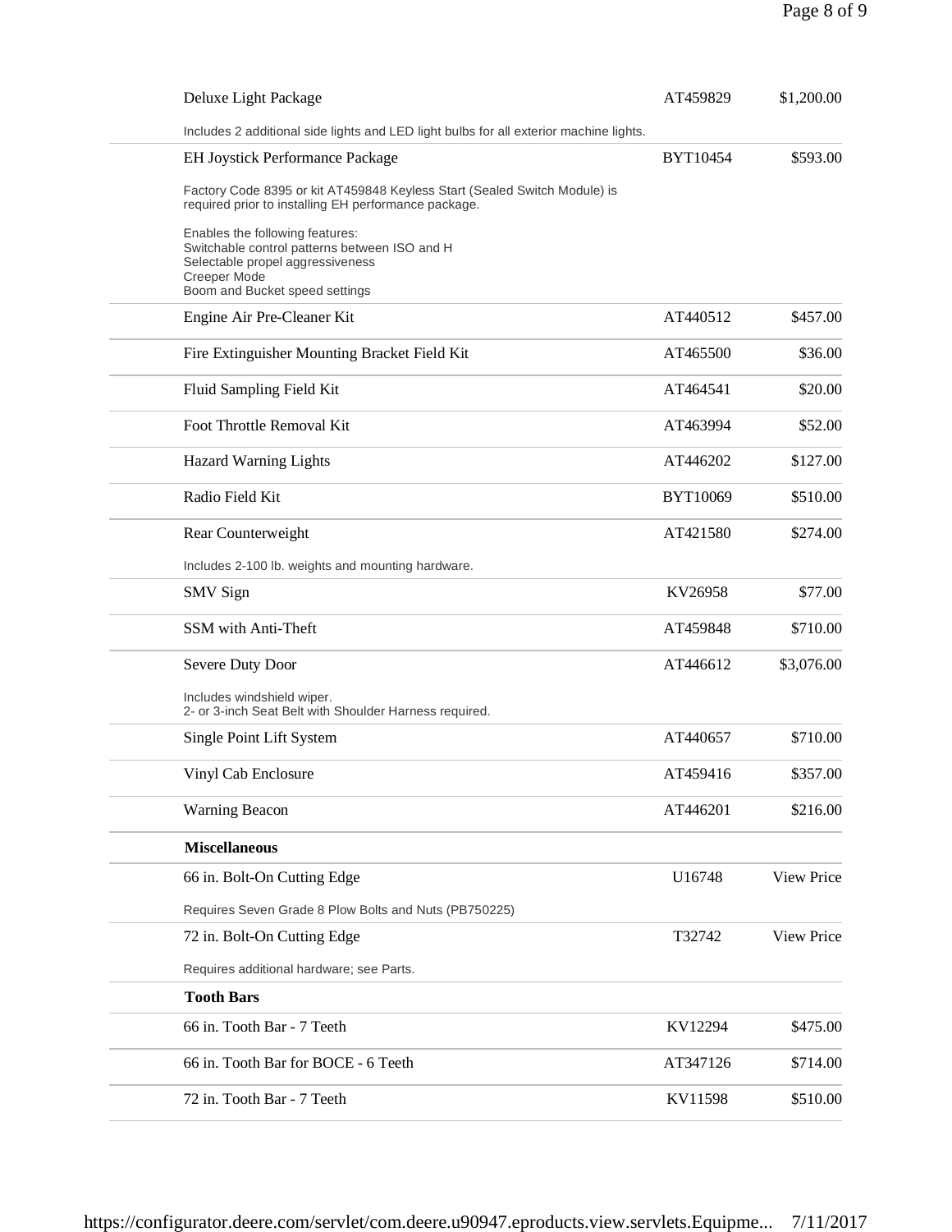| Item | Part Number | Price |
|---|---|---|
| Deluxe Light Package | AT459829 | $1,200.00 |
| Includes 2 additional side lights and LED light bulbs for all exterior machine lights. | | |
| EH Joystick Performance Package | BYT10454 | $593.00 |
| Factory Code 8395 or kit AT459848 Keyless Start (Sealed Switch Module) is required prior to installing EH performance package.<br><br>Enables the following features:<br>Switchable control patterns between ISO and H<br>Selectable propel aggressiveness<br>Creeper Mode<br>Boom and Bucket speed settings | | |
| Engine Air Pre-Cleaner Kit | AT440512 | $457.00 |
| Fire Extinguisher Mounting Bracket Field Kit | AT465500 | $36.00 |
| Fluid Sampling Field Kit | AT464541 | $20.00 |
| Foot Throttle Removal Kit | AT463994 | $52.00 |
| Hazard Warning Lights | AT446202 | $127.00 |
| Radio Field Kit | BYT10069 | $510.00 |
| Rear Counterweight | AT421580 | $274.00 |
| Includes 2-100 lb. weights and mounting hardware. | | |
| SMV Sign | KV26958 | $77.00 |
| SSM with Anti-Theft | AT459848 | $710.00 |
| Severe Duty Door | AT446612 | $3,076.00 |
| Includes windshield wiper.<br>2- or 3-inch Seat Belt with Shoulder Harness required. | | |
| Single Point Lift System | AT440657 | $710.00 |
| Vinyl Cab Enclosure | AT459416 | $357.00 |
| Warning Beacon | AT446201 | $216.00 |
| **Miscellaneous** | | |
| 66 in. Bolt-On Cutting Edge | U16748 | View Price |
| Requires Seven Grade 8 Plow Bolts and Nuts (PB750225) | | |
| 72 in. Bolt-On Cutting Edge | T32742 | View Price |
| Requires additional hardware; see Parts. | | |
| **Tooth Bars** | | |
| 66 in. Tooth Bar - 7 Teeth | KV12294 | $475.00 |
| 66 in. Tooth Bar for BOCE - 6 Teeth | AT347126 | $714.00 |
| 72 in. Tooth Bar - 7 Teeth | KV11598 | $510.00 |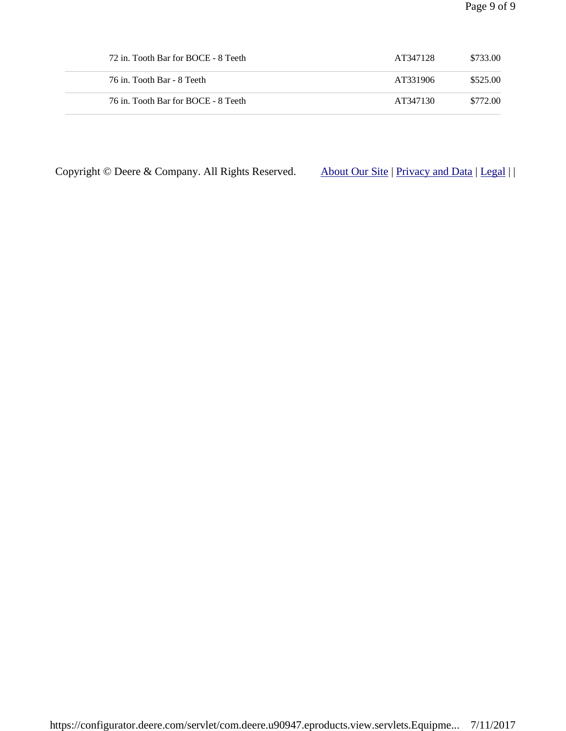| | | |
|---|---|---|
| 72 in. Tooth Bar for BOCE - 8 Teeth | AT347128 | $733.00 |
| 76 in. Tooth Bar - 8 Teeth | AT331906 | $525.00 |
| 76 in. Tooth Bar for BOCE - 8 Teeth | AT347130 | $772.00 |

Copyright © Deere & Company. All Rights Reserved. About Our Site | Privacy and Data | Legal | |